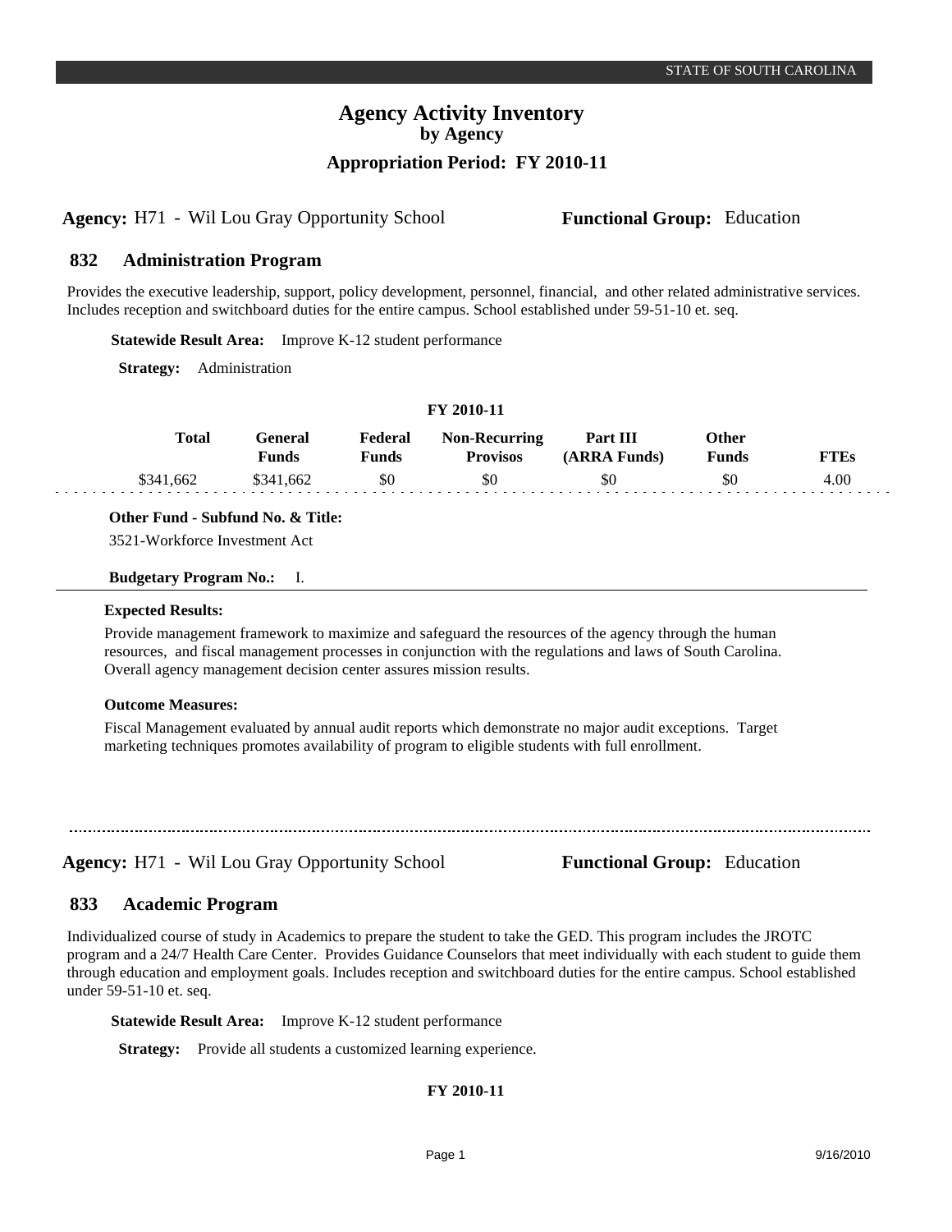STATE OF SOUTH CAROLINA

# Agency Activity Inventory
## by Agency
## Appropriation Period: FY 2010-11

**Agency:** H71 - Wil Lou Gray Opportunity School **Functional Group:** Education

### 832 Administration Program

Provides the executive leadership, support, policy development, personnel, financial, and other related administrative services. Includes reception and switchboard duties for the entire campus. School established under 59-51-10 et. seq.

**Statewide Result Area:** Improve K-12 student performance

**Strategy:** Administration

**FY 2010-11**

| Total | General Funds | Federal Funds | Non-Recurring Provisos | Part III (ARRA Funds) | Other Funds | FTEs |
|---|---|---|---|---|---|---|
| $341,662 | $341,662 | $0 | $0 | $0 | $0 | 4.00 |

**Other Fund - Subfund No. & Title:**

3521-Workforce Investment Act

**Budgetary Program No.:** I.

**Expected Results:**

Provide management framework to maximize and safeguard the resources of the agency through the human resources, and fiscal management processes in conjunction with the regulations and laws of South Carolina. Overall agency management decision center assures mission results.

**Outcome Measures:**

Fiscal Management evaluated by annual audit reports which demonstrate no major audit exceptions. Target marketing techniques promotes availability of program to eligible students with full enrollment.

---

**Agency:** H71 - Wil Lou Gray Opportunity School **Functional Group:** Education

### 833 Academic Program

Individualized course of study in Academics to prepare the student to take the GED. This program includes the JROTC program and a 24/7 Health Care Center. Provides Guidance Counselors that meet individually with each student to guide them through education and employment goals. Includes reception and switchboard duties for the entire campus. School established under 59-51-10 et. seq.

**Statewide Result Area:** Improve K-12 student performance

**Strategy:** Provide all students a customized learning experience.

**FY 2010-11**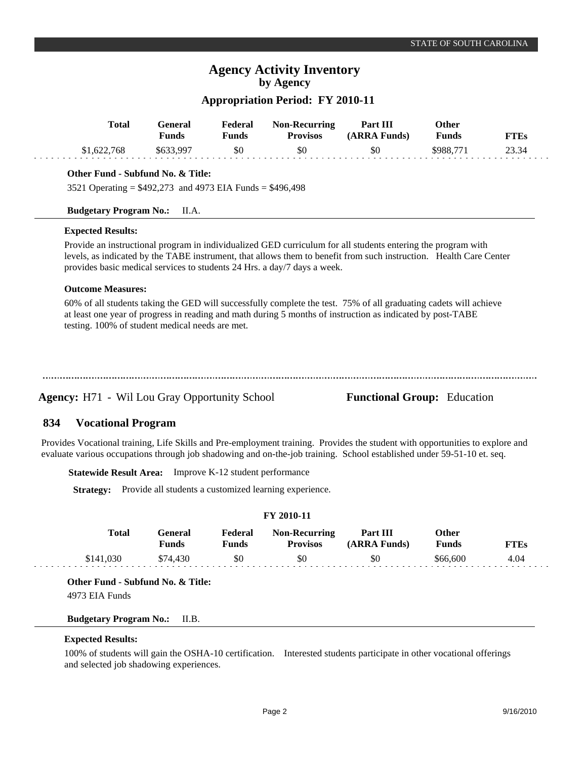## Agency Activity Inventory
### by Agency

### Appropriation Period: FY 2010-11

| Total | General Funds | Federal Funds | Non-Recurring Provisos | Part III (ARRA Funds) | Other Funds | FTEs |
|---|---|---|---|---|---|---|
| $1,622,768 | $633,997 | $0 | $0 | $0 | $988,771 | 23.34 |

**Other Fund - Subfund No. & Title:**

3521 Operating = $492,273 and 4973 EIA Funds = $496,498

**Budgetary Program No.:** II.A.

**Expected Results:**

Provide an instructional program in individualized GED curriculum for all students entering the program with levels, as indicated by the TABE instrument, that allows them to benefit from such instruction. Health Care Center provides basic medical services to students 24 Hrs. a day/7 days a week.

**Outcome Measures:**

60% of all students taking the GED will successfully complete the test. 75% of all graduating cadets will achieve at least one year of progress in reading and math during 5 months of instruction as indicated by post-TABE testing. 100% of student medical needs are met.

---

**Agency:** H71 - Wil Lou Gray Opportunity School **Functional Group:** Education

## 834 Vocational Program

Provides Vocational training, Life Skills and Pre-employment training. Provides the student with opportunities to explore and evaluate various occupations through job shadowing and on-the-job training. School established under 59-51-10 et. seq.

**Statewide Result Area:** Improve K-12 student performance

**Strategy:** Provide all students a customized learning experience.

**FY 2010-11**

| Total | General Funds | Federal Funds | Non-Recurring Provisos | Part III (ARRA Funds) | Other Funds | FTEs |
|---|---|---|---|---|---|---|
| $141,030 | $74,430 | $0 | $0 | $0 | $66,600 | 4.04 |

**Other Fund - Subfund No. & Title:**

4973 EIA Funds

**Budgetary Program No.:** II.B.

**Expected Results:**

100% of students will gain the OSHA-10 certification. Interested students participate in other vocational offerings and selected job shadowing experiences.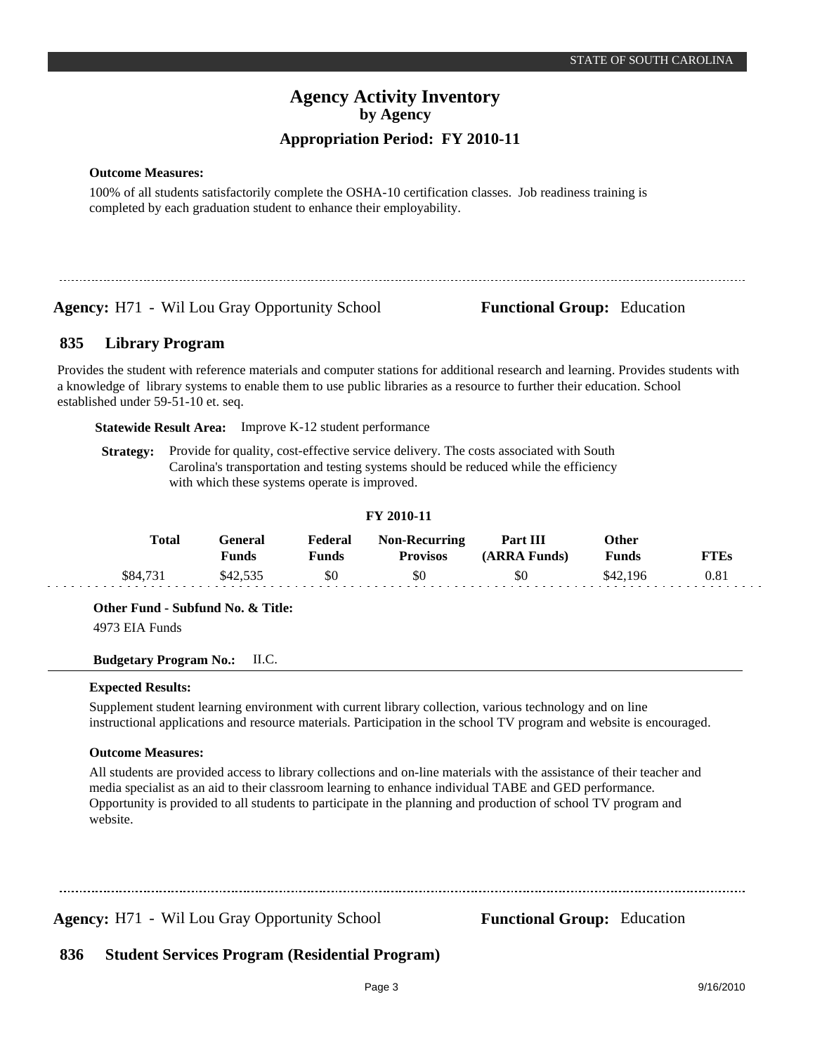**Outcome Measures:**

100% of all students satisfactorily complete the OSHA-10 certification classes. Job readiness training is completed by each graduation student to enhance their employability.

---

**Agency:** H71 - Wil Lou Gray Opportunity School **Functional Group:** Education

## 835 Library Program

Provides the student with reference materials and computer stations for additional research and learning. Provides students with a knowledge of library systems to enable them to use public libraries as a resource to further their education. School established under 59-51-10 et. seq.

**Statewide Result Area:** Improve K-12 student performance

**Strategy:** Provide for quality, cost-effective service delivery. The costs associated with South Carolina's transportation and testing systems should be reduced while the efficiency with which these systems operate is improved.

**FY 2010-11**

| Total | General Funds | Federal Funds | Non-Recurring Provisos | Part III (ARRA Funds) | Other Funds | FTEs |
|---|---|---|---|---|---|---|
| $84,731 | $42,535 | $0 | $0 | $0 | $42,196 | 0.81 |

**Other Fund - Subfund No. & Title:**

4973 EIA Funds

**Budgetary Program No.:** II.C.

**Expected Results:**

Supplement student learning environment with current library collection, various technology and on line instructional applications and resource materials. Participation in the school TV program and website is encouraged.

**Outcome Measures:**

All students are provided access to library collections and on-line materials with the assistance of their teacher and media specialist as an aid to their classroom learning to enhance individual TABE and GED performance. Opportunity is provided to all students to participate in the planning and production of school TV program and website.

---

**Agency:** H71 - Wil Lou Gray Opportunity School **Functional Group:** Education

## 836 Student Services Program (Residential Program)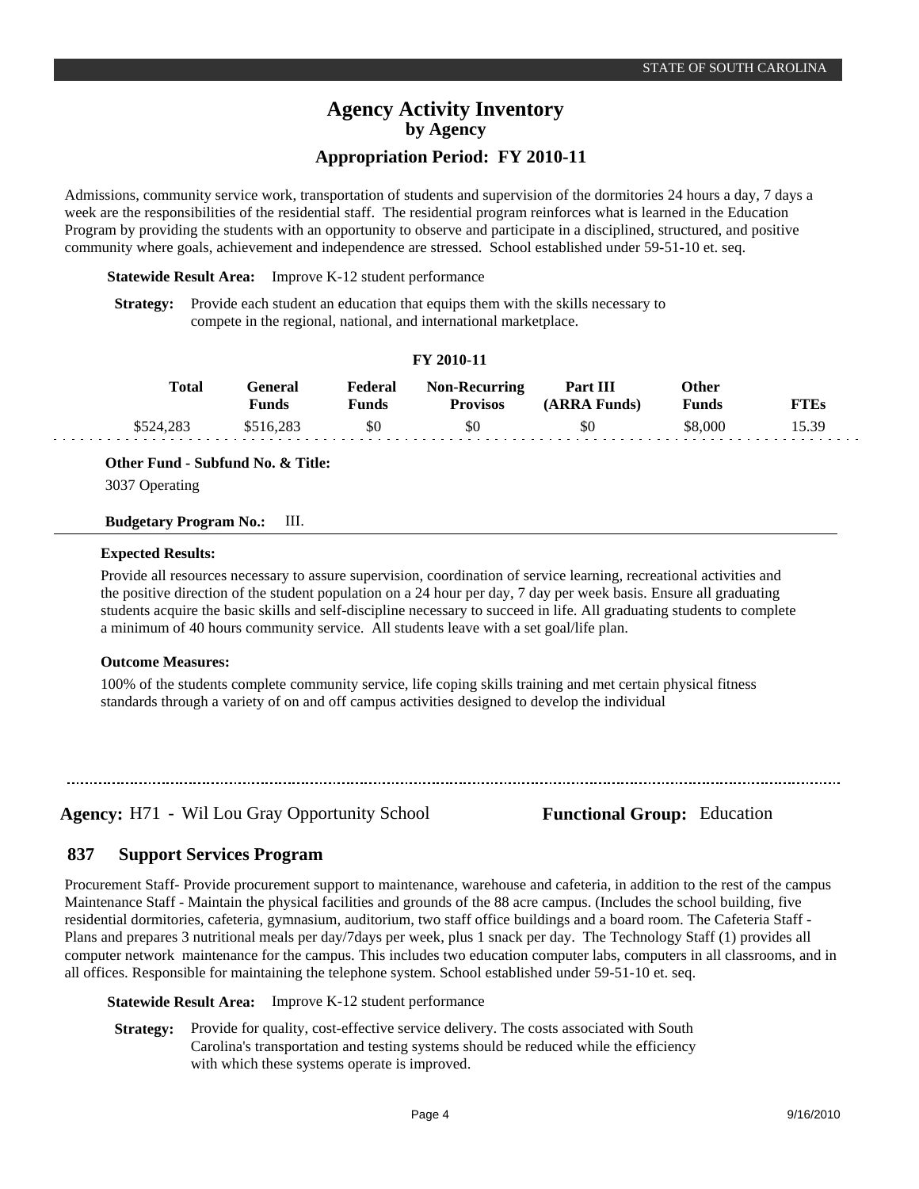Admissions, community service work, transportation of students and supervision of the dormitories 24 hours a day, 7 days a week are the responsibilities of the residential staff. The residential program reinforces what is learned in the Education Program by providing the students with an opportunity to observe and participate in a disciplined, structured, and positive community where goals, achievement and independence are stressed. School established under 59-51-10 et. seq.

**Statewide Result Area:** Improve K-12 student performance

**Strategy:** Provide each student an education that equips them with the skills necessary to compete in the regional, national, and international marketplace.

**FY 2010-11**

| Total | General Funds | Federal Funds | Non-Recurring Provisos | Part III (ARRA Funds) | Other Funds | FTEs |
|---|---|---|---|---|---|---|
| $524,283 | $516,283 | $0 | $0 | $0 | $8,000 | 15.39 |

**Other Fund - Subfund No. & Title:**

3037 Operating

**Budgetary Program No.:** III.

**Expected Results:**

Provide all resources necessary to assure supervision, coordination of service learning, recreational activities and the positive direction of the student population on a 24 hour per day, 7 day per week basis. Ensure all graduating students acquire the basic skills and self-discipline necessary to succeed in life. All graduating students to complete a minimum of 40 hours community service. All students leave with a set goal/life plan.

**Outcome Measures:**

100% of the students complete community service, life coping skills training and met certain physical fitness standards through a variety of on and off campus activities designed to develop the individual

---

**Agency:** H71 - Wil Lou Gray Opportunity School **Functional Group:** Education

## 837 Support Services Program

Procurement Staff- Provide procurement support to maintenance, warehouse and cafeteria, in addition to the rest of the campus Maintenance Staff - Maintain the physical facilities and grounds of the 88 acre campus. (Includes the school building, five residential dormitories, cafeteria, gymnasium, auditorium, two staff office buildings and a board room. The Cafeteria Staff - Plans and prepares 3 nutritional meals per day/7days per week, plus 1 snack per day. The Technology Staff (1) provides all computer network maintenance for the campus. This includes two education computer labs, computers in all classrooms, and in all offices. Responsible for maintaining the telephone system. School established under 59-51-10 et. seq.

**Statewide Result Area:** Improve K-12 student performance

**Strategy:** Provide for quality, cost-effective service delivery. The costs associated with South Carolina's transportation and testing systems should be reduced while the efficiency with which these systems operate is improved.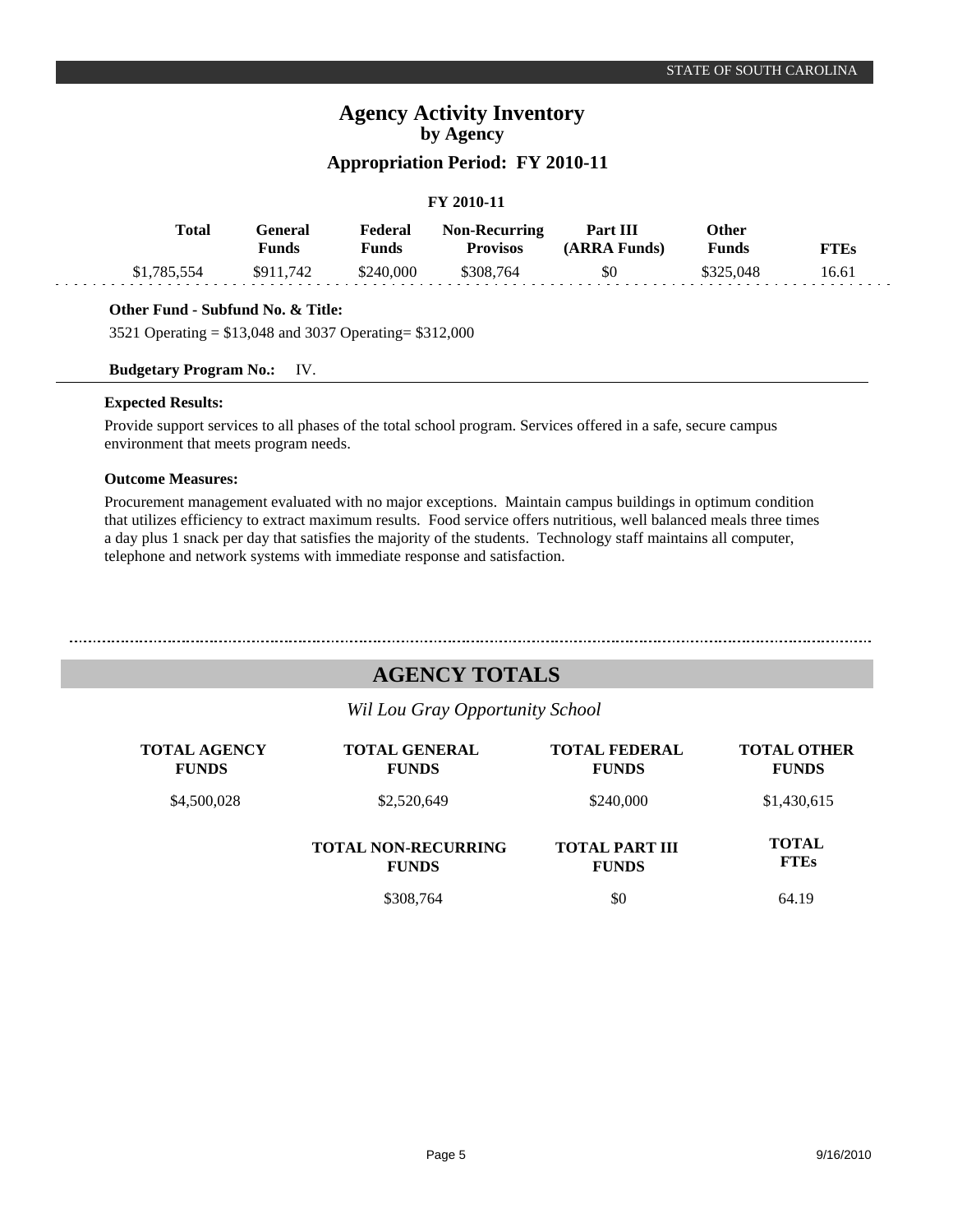# Agency Activity Inventory
## by Agency
### Appropriation Period: FY 2010-11

**FY 2010-11**

| Total | General Funds | Federal Funds | Non-Recurring Provisos | Part III (ARRA Funds) | Other Funds | FTEs |
|---|---|---|---|---|---|---|
| $1,785,554 | $911,742 | $240,000 | $308,764 | $0 | $325,048 | 16.61 |

**Other Fund - Subfund No. & Title:**

3521 Operating = $13,048 and 3037 Operating= $312,000

**Budgetary Program No.:** IV.

**Expected Results:**

Provide support services to all phases of the total school program. Services offered in a safe, secure campus environment that meets program needs.

**Outcome Measures:**

Procurement management evaluated with no major exceptions. Maintain campus buildings in optimum condition that utilizes efficiency to extract maximum results. Food service offers nutritious, well balanced meals three times a day plus 1 snack per day that satisfies the majority of the students. Technology staff maintains all computer, telephone and network systems with immediate response and satisfaction.

## AGENCY TOTALS

*Wil Lou Gray Opportunity School*

| TOTAL AGENCY FUNDS | TOTAL GENERAL FUNDS | TOTAL FEDERAL FUNDS | TOTAL OTHER FUNDS |
|---|---|---|---|
| $4,500,028 | $2,520,649 | $240,000 | $1,430,615 |

| TOTAL NON-RECURRING FUNDS | TOTAL PART III FUNDS | TOTAL FTEs |
|---|---|---|
| $308,764 | $0 | 64.19 |